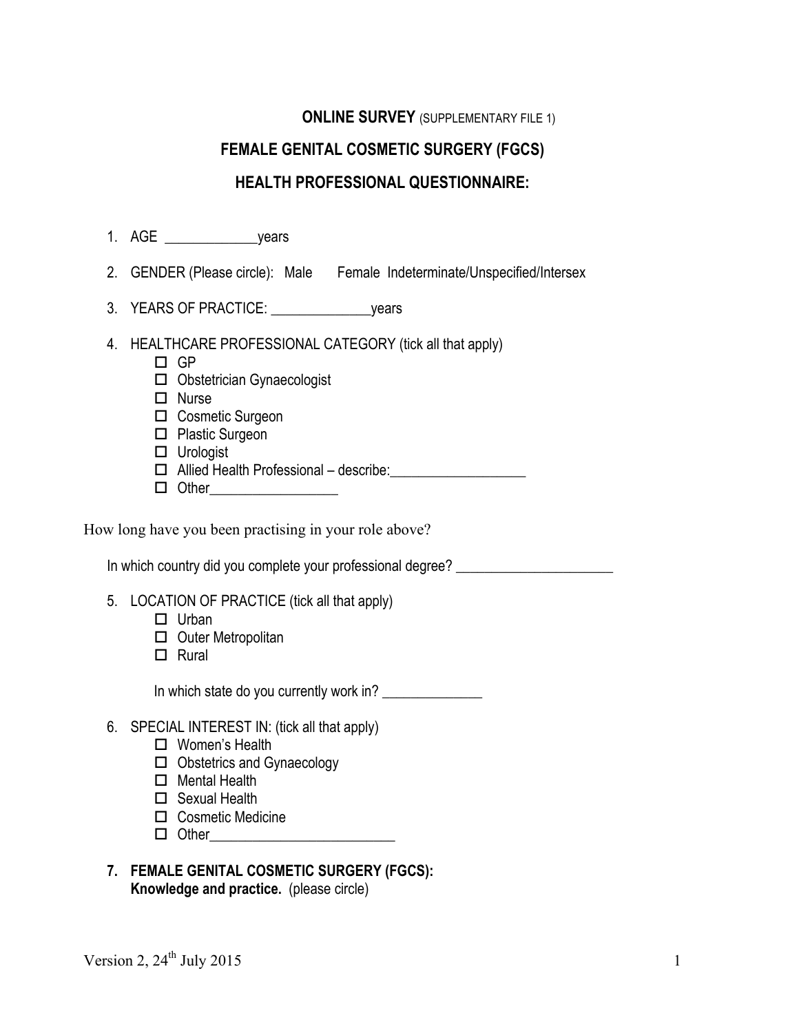**ONLINE SURVEY** (SUPPLEMENTARY FILE 1)

## FEMALE GENITAL COSMETIC SURGERY (FGCS)

## HEALTH PROFESSIONAL QUESTIONNAIRE:

1. AGE _____________years

2. GENDER (Please circle): Male Female Indeterminate/Unspecified/Intersex

3. YEARS OF PRACTICE: ______________years

4. HEALTHCARE PROFESSIONAL CATEGORY (tick all that apply)
   - ☐ GP
   - ☐ Obstetrician Gynaecologist
   - ☐ Nurse
   - ☐ Cosmetic Surgeon
   - ☐ Plastic Surgeon
   - ☐ Urologist
   - ☐ Allied Health Professional – describe:___________________
   - ☐ Other_________________

How long have you been practising in your role above?

In which country did you complete your professional degree? ______________________

5. LOCATION OF PRACTICE (tick all that apply)
   - ☐ Urban
   - ☐ Outer Metropolitan
   - ☐ Rural

   In which state do you currently work in? ______________

6. SPECIAL INTEREST IN: (tick all that apply)
   - ☐ Women's Health
   - ☐ Obstetrics and Gynaecology
   - ☐ Mental Health
   - ☐ Sexual Health
   - ☐ Cosmetic Medicine
   - ☐ Other_________________________

7. **FEMALE GENITAL COSMETIC SURGERY (FGCS): Knowledge and practice.** (please circle)

Version 2, 24th July 2015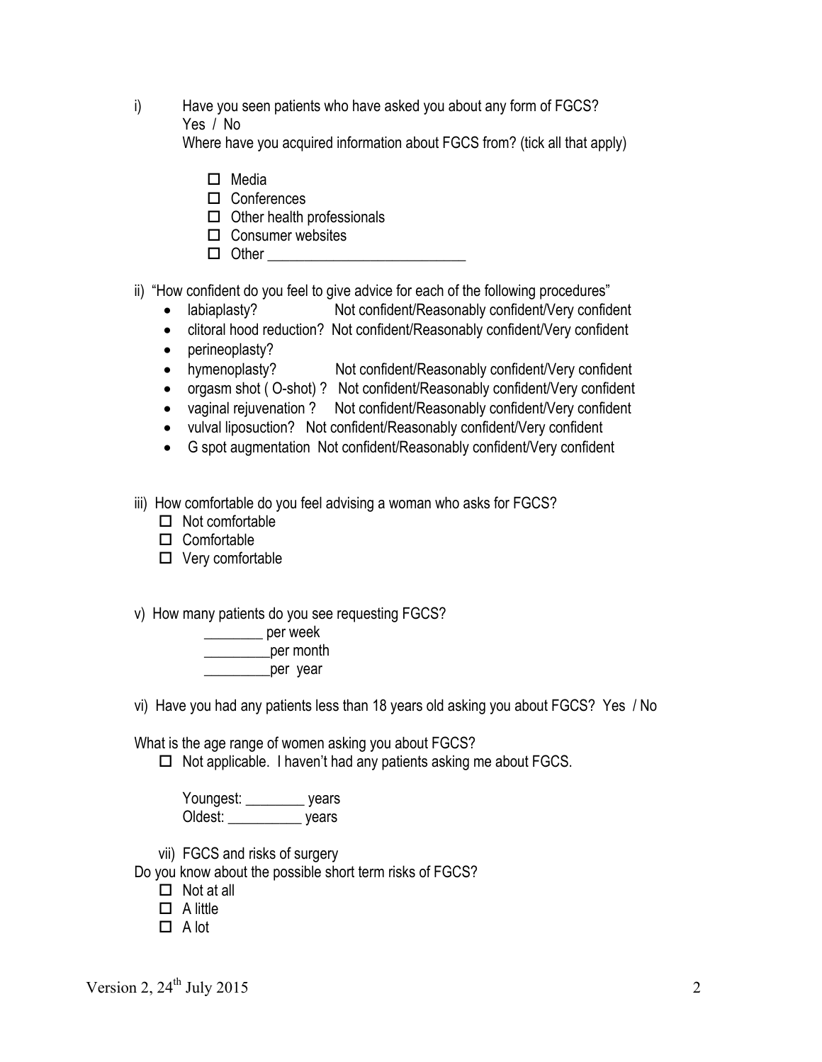i) Have you seen patients who have asked you about any form of FGCS?
Yes / No
Where have you acquired information about FGCS from? (tick all that apply)

- ☐ Media
- ☐ Conferences
- ☐ Other health professionals
- ☐ Consumer websites
- ☐ Other ___________________________

ii) "How confident do you feel to give advice for each of the following procedures"

- labiaplasty? Not confident/Reasonably confident/Very confident
- clitoral hood reduction? Not confident/Reasonably confident/Very confident
- perineoplasty?
- hymenoplasty? Not confident/Reasonably confident/Very confident
- orgasm shot ( O-shot) ? Not confident/Reasonably confident/Very confident
- vaginal rejuvenation ? Not confident/Reasonably confident/Very confident
- vulval liposuction? Not confident/Reasonably confident/Very confident
- G spot augmentation Not confident/Reasonably confident/Very confident

iii) How comfortable do you feel advising a woman who asks for FGCS?

- ☐ Not comfortable
- ☐ Comfortable
- ☐ Very comfortable

v) How many patients do you see requesting FGCS?

________ per week
_________per month
_________per year

vi) Have you had any patients less than 18 years old asking you about FGCS? Yes / No

What is the age range of women asking you about FGCS?

- ☐ Not applicable. I haven't had any patients asking me about FGCS.

Youngest: ________ years
Oldest: __________ years

vii) FGCS and risks of surgery

Do you know about the possible short term risks of FGCS?

- ☐ Not at all
- ☐ A little
- ☐ A lot

Version 2, 24th July 2015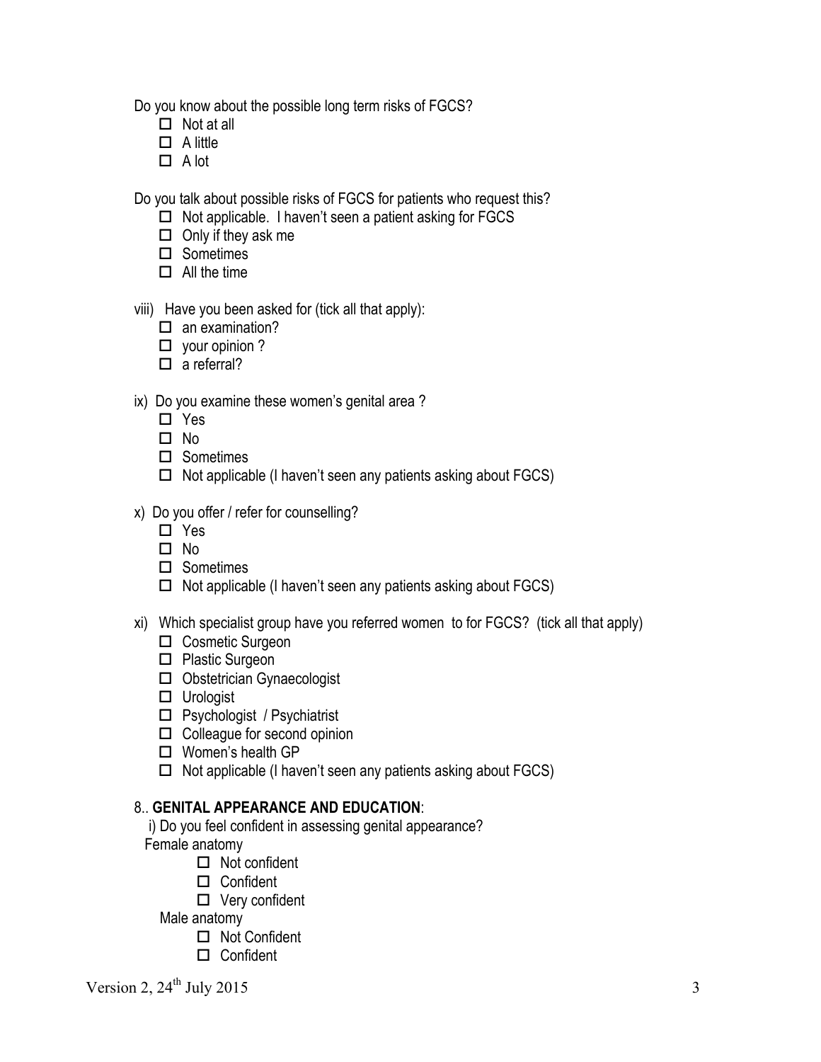Do you know about the possible long term risks of FGCS?

- ☐ Not at all
- ☐ A little
- ☐ A lot

Do you talk about possible risks of FGCS for patients who request this?

- ☐ Not applicable. I haven't seen a patient asking for FGCS
- ☐ Only if they ask me
- ☐ Sometimes
- ☐ All the time

viii) Have you been asked for (tick all that apply):

- ☐ an examination?
- ☐ your opinion ?
- ☐ a referral?

ix) Do you examine these women's genital area ?

- ☐ Yes
- ☐ No
- ☐ Sometimes
- ☐ Not applicable (I haven't seen any patients asking about FGCS)

x) Do you offer / refer for counselling?

- ☐ Yes
- ☐ No
- ☐ Sometimes
- ☐ Not applicable (I haven't seen any patients asking about FGCS)

xi) Which specialist group have you referred women to for FGCS? (tick all that apply)

- ☐ Cosmetic Surgeon
- ☐ Plastic Surgeon
- ☐ Obstetrician Gynaecologist
- ☐ Urologist
- ☐ Psychologist / Psychiatrist
- ☐ Colleague for second opinion
- ☐ Women's health GP
- ☐ Not applicable (I haven't seen any patients asking about FGCS)

8.. **GENITAL APPEARANCE AND EDUCATION**:

i) Do you feel confident in assessing genital appearance?

Female anatomy

- ☐ Not confident
- ☐ Confident
- ☐ Very confident

Male anatomy

- ☐ Not Confident
- ☐ Confident

Version 2, 24th July 2015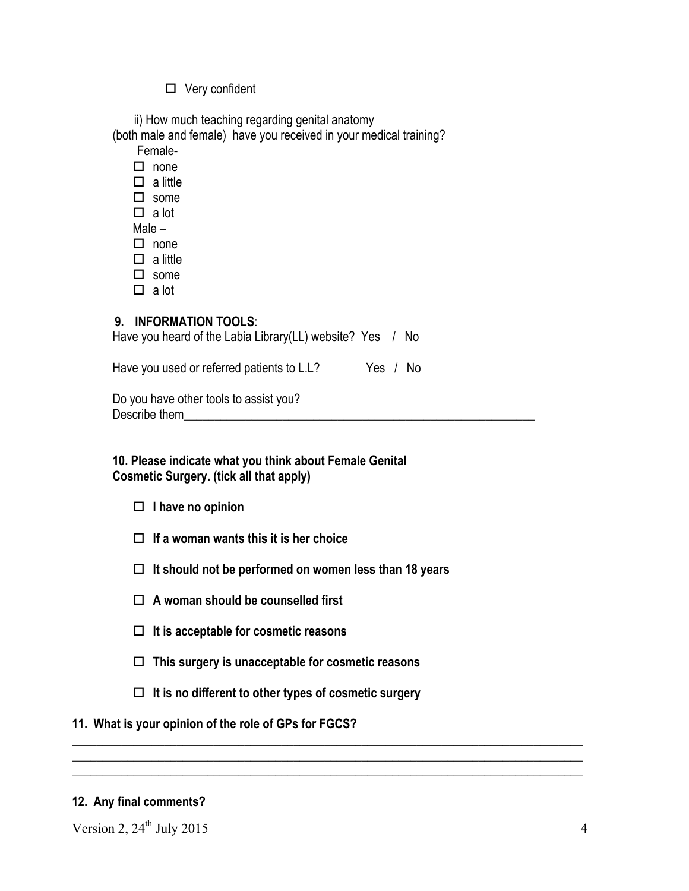- ☐ Very confident

ii) How much teaching regarding genital anatomy (both male and female) have you received in your medical training?

Female-

- ☐ none
- ☐ a little
- ☐ some
- ☐ a lot

Male –

- ☐ none
- ☐ a little
- ☐ some
- ☐ a lot

**9. INFORMATION TOOLS**:

Have you heard of the Labia Library(LL) website? Yes / No

Have you used or referred patients to L.L? Yes / No

Do you have other tools to assist you?
Describe them___________________________________________________________

**10. Please indicate what you think about Female Genital Cosmetic Surgery. (tick all that apply)**

- ☐ **I have no opinion**
- ☐ **If a woman wants this it is her choice**
- ☐ **It should not be performed on women less than 18 years**
- ☐ **A woman should be counselled first**
- ☐ **It is acceptable for cosmetic reasons**
- ☐ **This surgery is unacceptable for cosmetic reasons**
- ☐ **It is no different to other types of cosmetic surgery**

**11. What is your opinion of the role of GPs for FGCS?**

_______________________________________________________________________________
_______________________________________________________________________________
_______________________________________________________________________________

**12. Any final comments?**

Version 2, 24th July 2015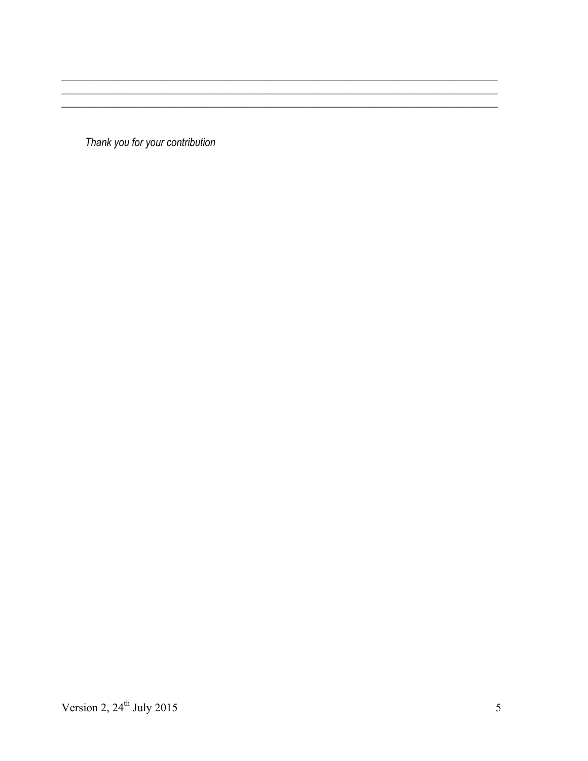\_\_\_\_\_\_\_\_\_\_\_\_\_\_\_\_\_\_\_\_\_\_\_\_\_\_\_\_\_\_\_\_\_\_\_\_\_\_\_\_\_\_\_\_\_\_\_\_\_\_\_\_\_\_\_\_\_\_\_\_\_\_\_\_\_\_\_\_\_\_\_\_\_\_

\_\_\_\_\_\_\_\_\_\_\_\_\_\_\_\_\_\_\_\_\_\_\_\_\_\_\_\_\_\_\_\_\_\_\_\_\_\_\_\_\_\_\_\_\_\_\_\_\_\_\_\_\_\_\_\_\_\_\_\_\_\_\_\_\_\_\_\_\_\_\_\_\_\_

\_\_\_\_\_\_\_\_\_\_\_\_\_\_\_\_\_\_\_\_\_\_\_\_\_\_\_\_\_\_\_\_\_\_\_\_\_\_\_\_\_\_\_\_\_\_\_\_\_\_\_\_\_\_\_\_\_\_\_\_\_\_\_\_\_\_\_\_\_\_\_\_\_\_

*Thank you for your contribution*

Version 2, 24th July 2015